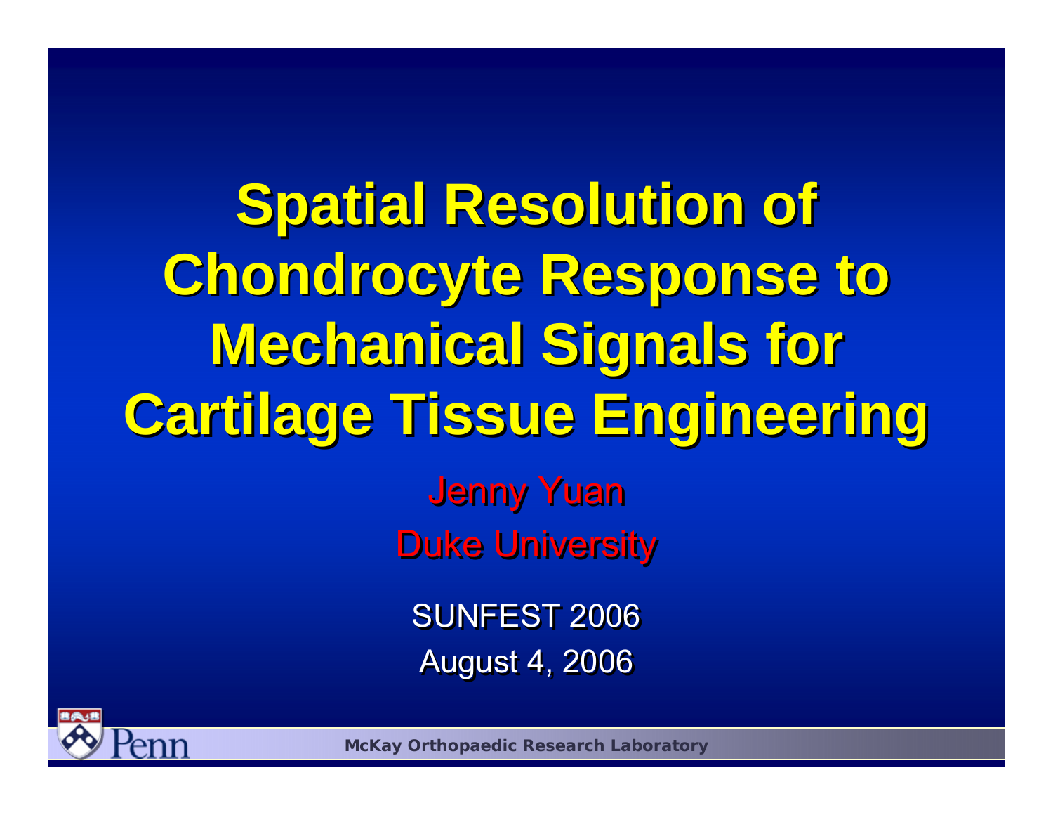# Spatial Resolution of Chondrocyte Response to Mechanical Signals for Cartilage Tissue Engineering

Jenny Yuan

Duke University

SUNFEST 2006

August 4, 2006

McKay Orthopaedic Research Laboratory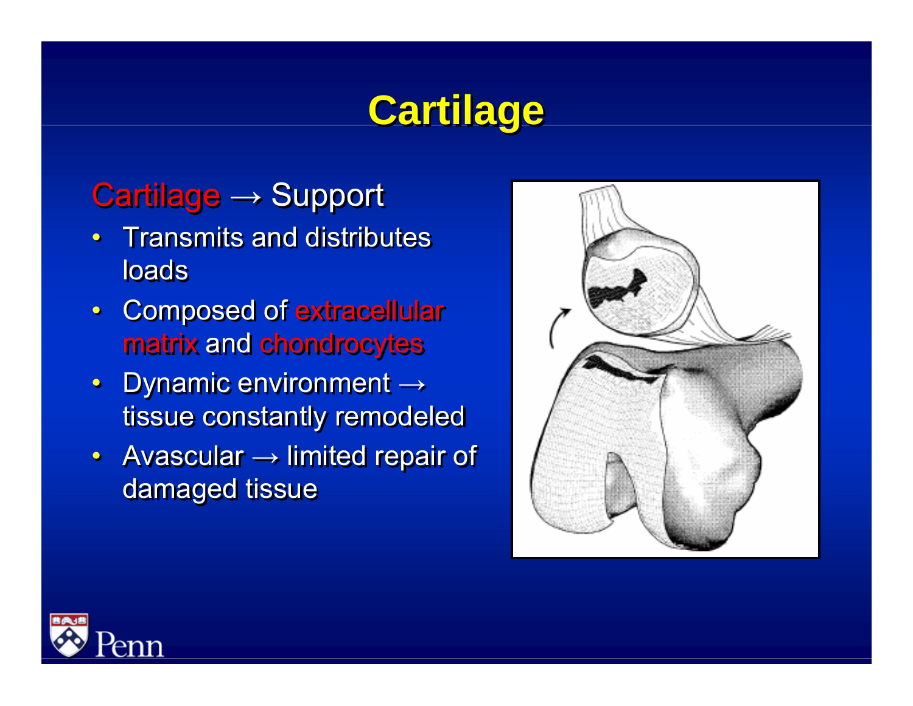# Cartilage

Cartilage → Support

- Transmits and distributes loads
- Composed of extracellular matrix and chondrocytes
- Dynamic environment → tissue constantly remodeled
- Avascular → limited repair of damaged tissue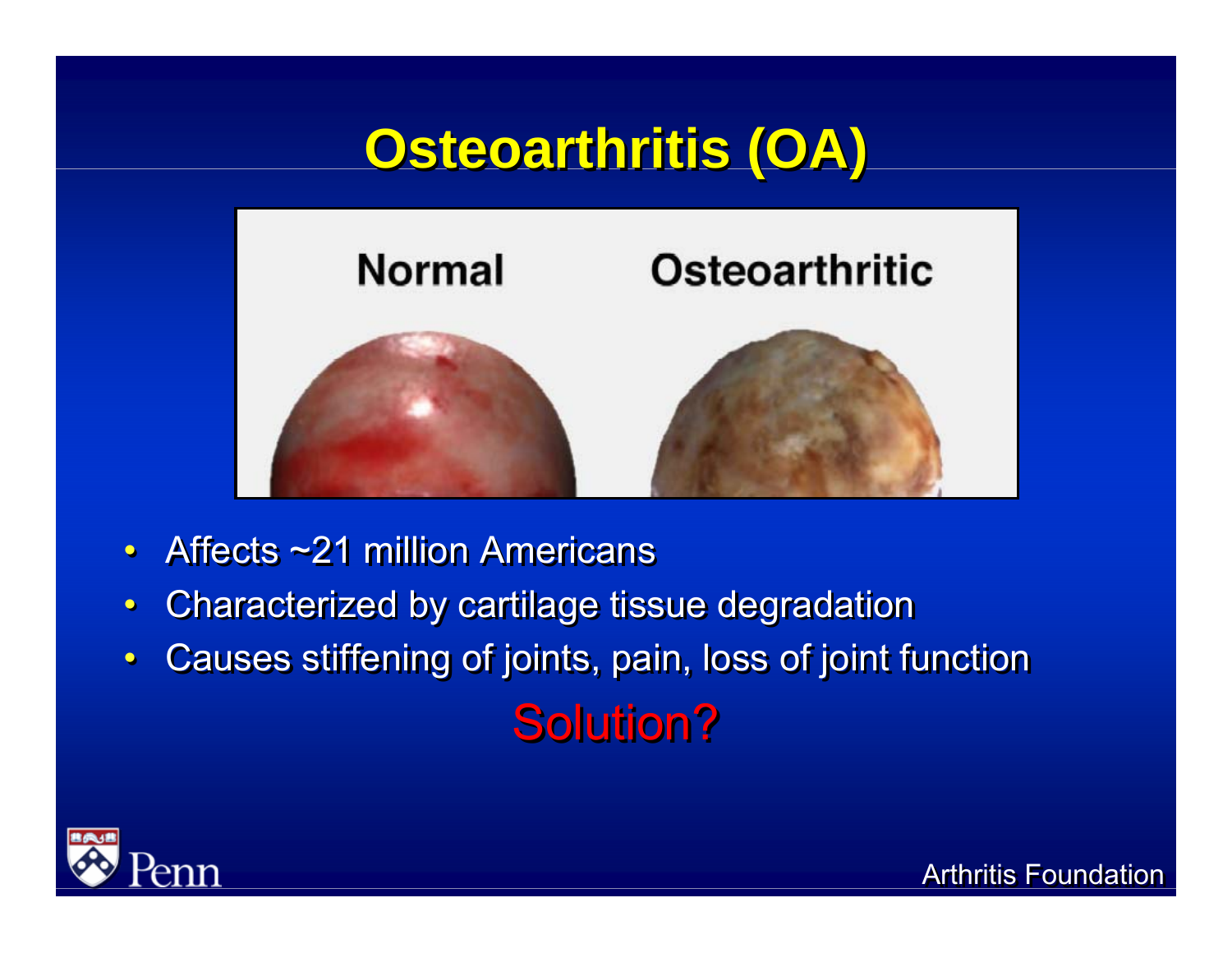# Osteoarthritis (OA)

Normal    Osteoarthritic

- Affects ~21 million Americans
- Characterized by cartilage tissue degradation
- Causes stiffening of joints, pain, loss of joint function

Solution?

Penn

Arthritis Foundation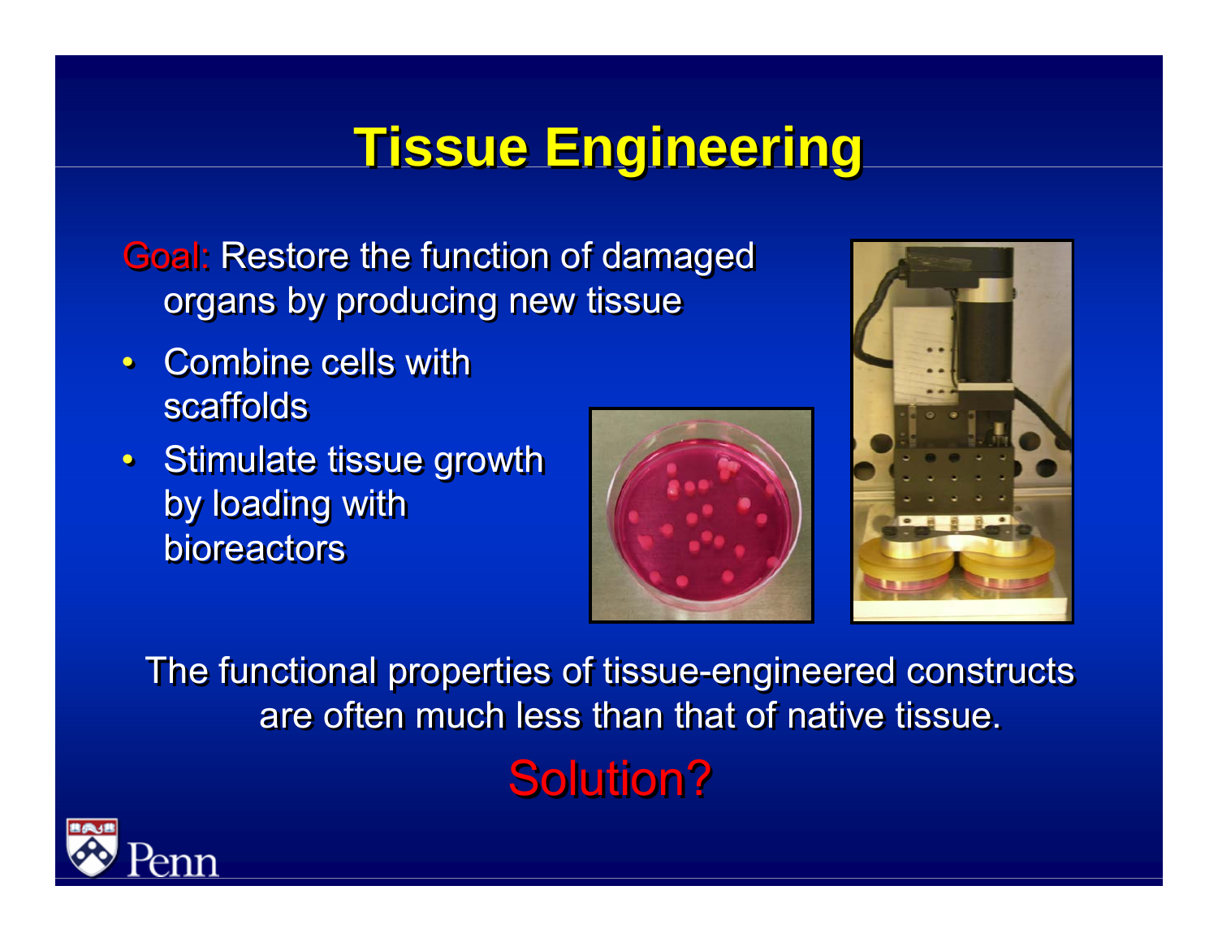# Tissue Engineering

Goal: Restore the function of damaged organs by producing new tissue

- Combine cells with scaffolds
- Stimulate tissue growth by loading with bioreactors

The functional properties of tissue-engineered constructs are often much less than that of native tissue.

Solution?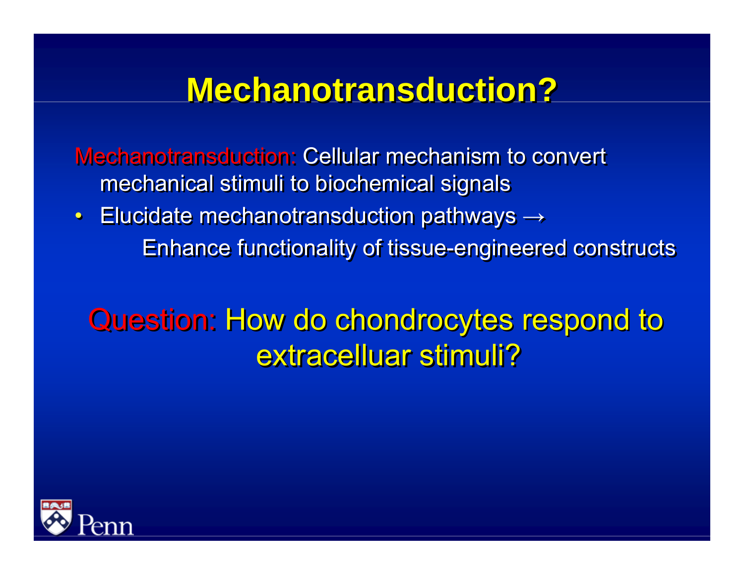# Mechanotransduction?

Mechanotransduction: Cellular mechanism to convert mechanical stimuli to biochemical signals

- Elucidate mechanotransduction pathways →

  Enhance functionality of tissue-engineered constructs

Question: How do chondrocytes respond to extracelluar stimuli?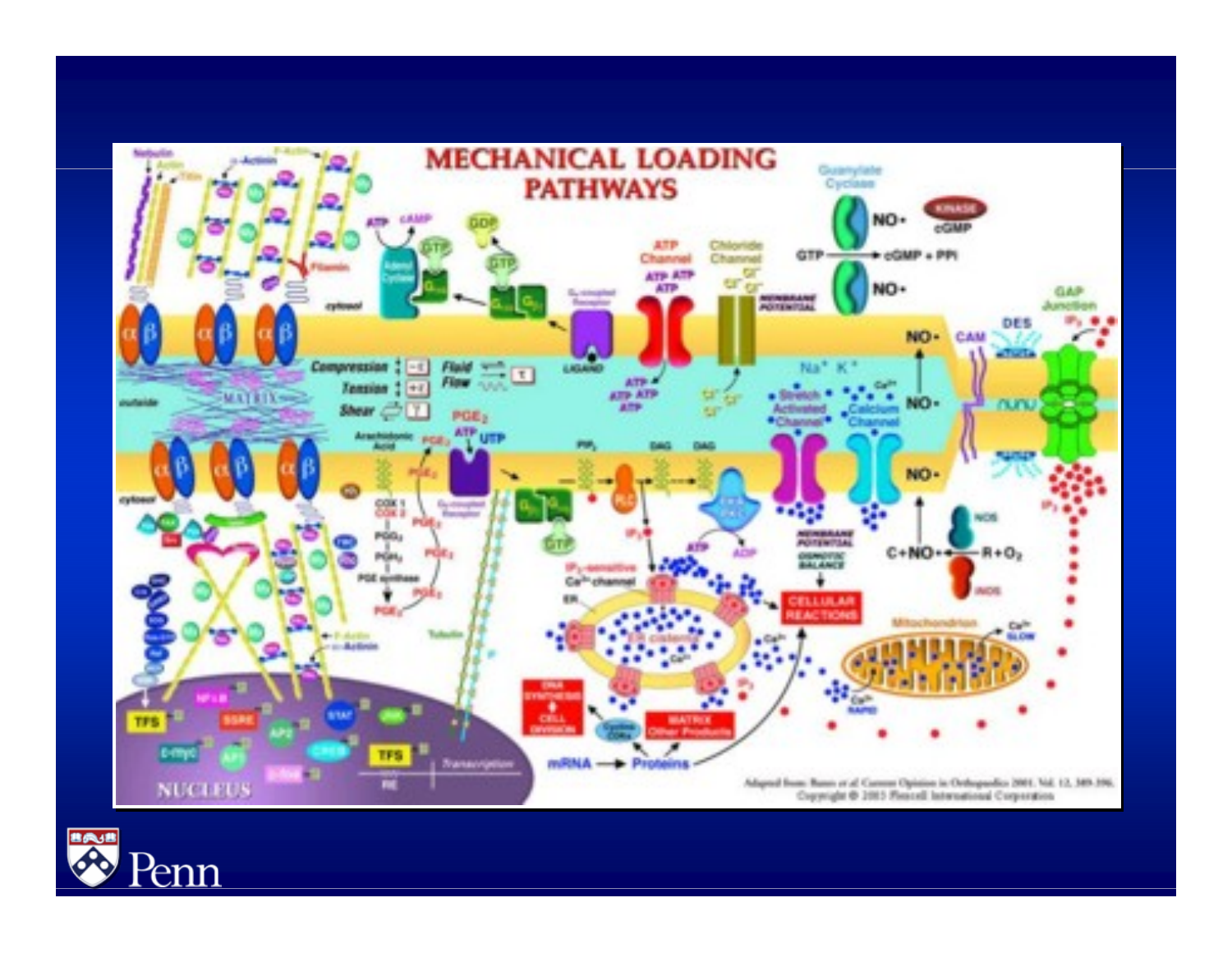# MECHANICAL LOADING PATHWAYS

Adapted from Banes et al Current Opinion in Orthopaedics 2001, Vol. 12, 389-396.
Copyright © 2001 Flexcell International Corporation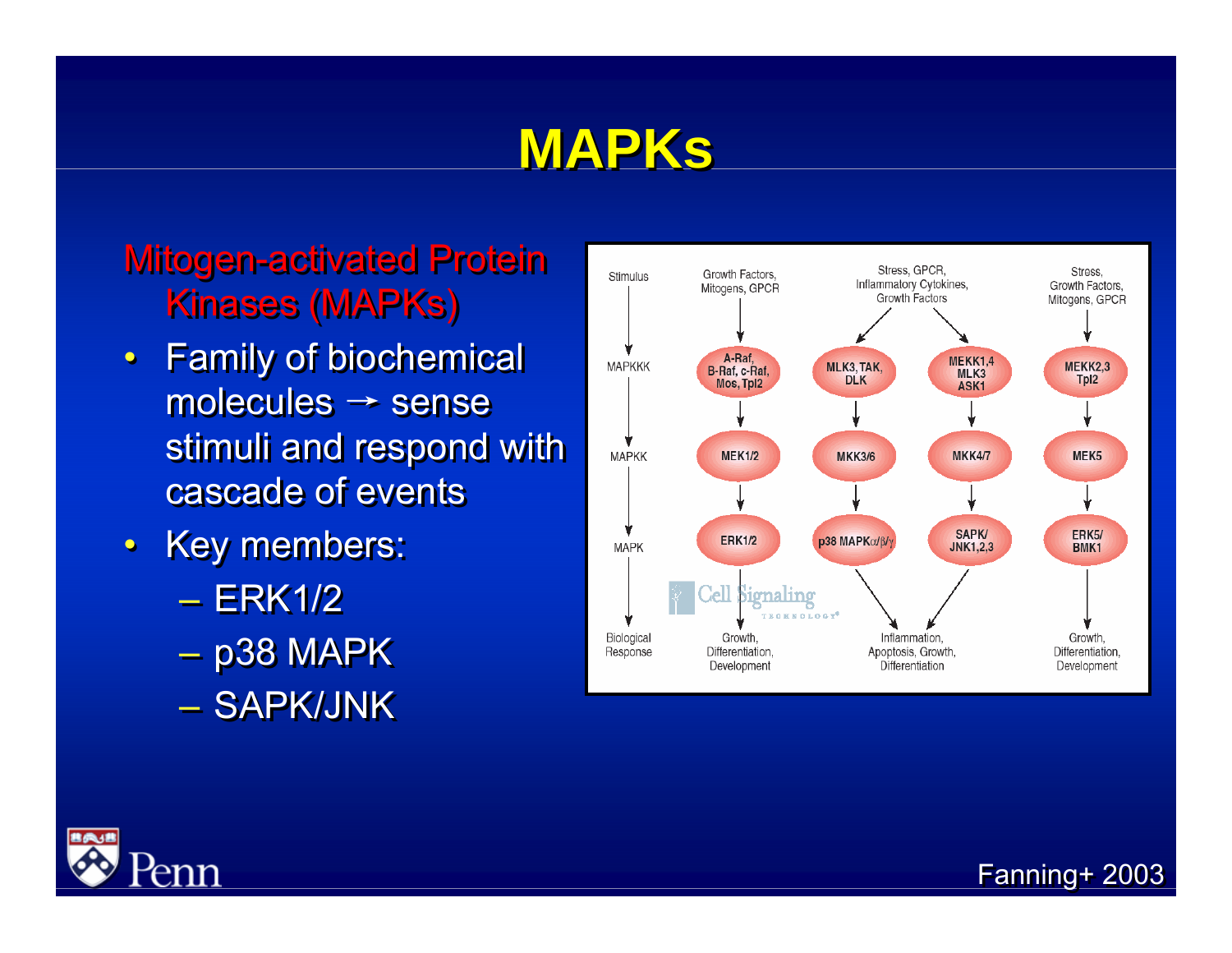# MAPKs

Mitogen-activated Protein Kinases (MAPKs)

- Family of biochemical molecules → sense stimuli and respond with cascade of events
- Key members:
  - ERK1/2
  - p38 MAPK
  - SAPK/JNK

| Stimulus | Growth Factors, Mitogens, GPCR | Stress, GPCR, Inflammatory Cytokines, Growth Factors | | Stress, Growth Factors, Mitogens, GPCR |
|---|---|---|---|---|
| MAPKKK | A-Raf, B-Raf, c-Raf, Mos, Tpl2 | MLK3, TAK, DLK | MEKK1,4 MLK3 ASK1 | MEKK2,3 Tpl2 |
| MAPKK | MEK1/2 | MKK3/6 | MKK4/7 | MEK5 |
| MAPK | ERK1/2 | p38 MAPK$\alpha/\beta/\gamma$ | SAPK/ JNK1,2,3 | ERK5/ BMK1 |
| Biological Response | Growth, Differentiation, Development | Inflammation, Apoptosis, Growth, Differentiation | | Growth, Differentiation, Development |

Cell Signaling TECHNOLOGY®

Fanning+ 2003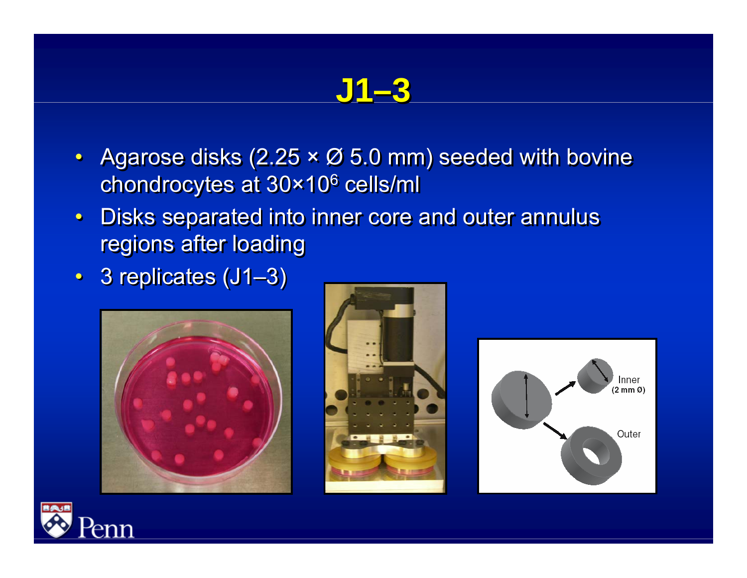# J1–3

- Agarose disks (2.25 × Ø 5.0 mm) seeded with bovine chondrocytes at $30 \times 10^6$ cells/ml
- Disks separated into inner core and outer annulus regions after loading
- 3 replicates (J1–3)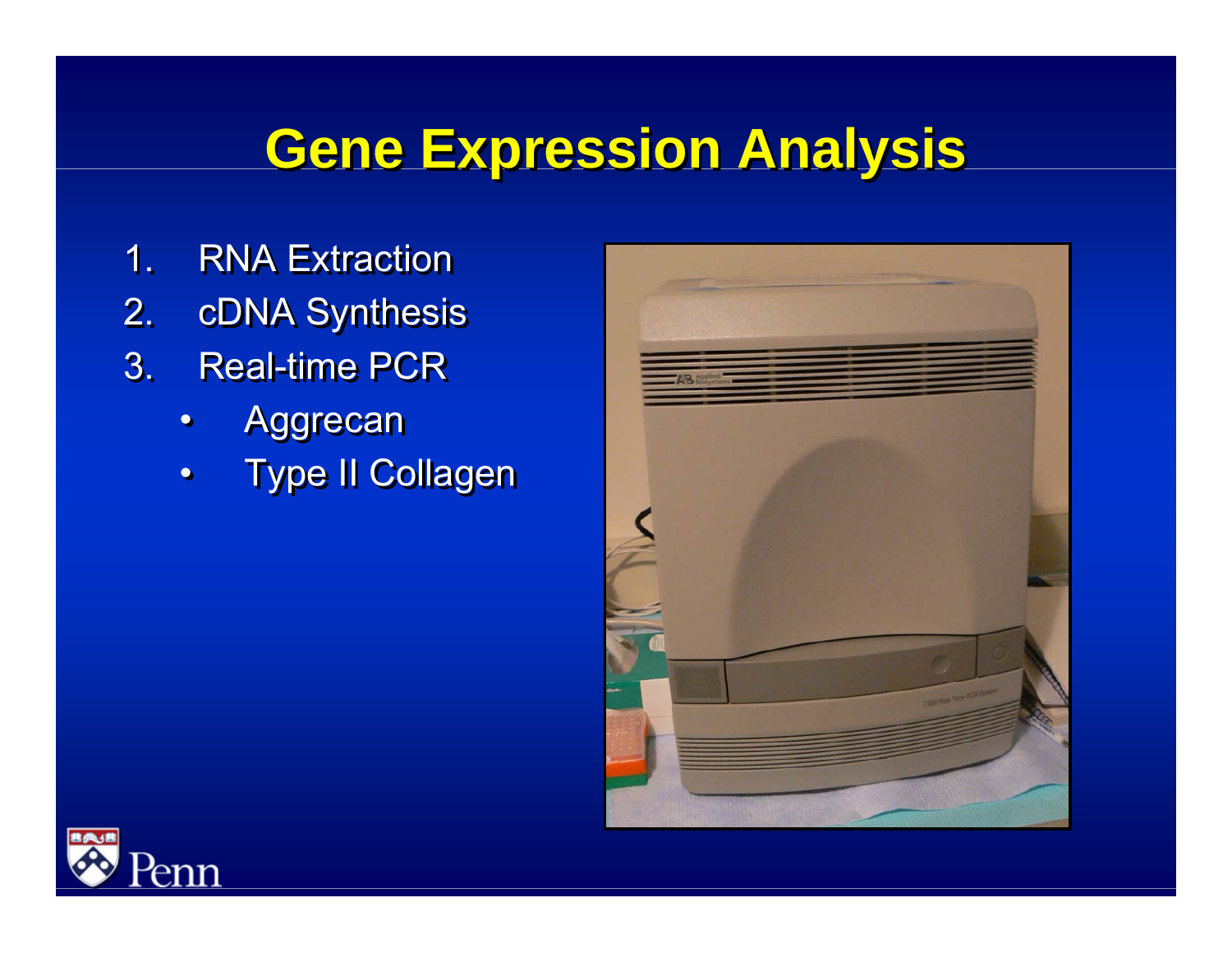# Gene Expression Analysis

1. RNA Extraction
2. cDNA Synthesis
3. Real-time PCR
   - Aggrecan
   - Type II Collagen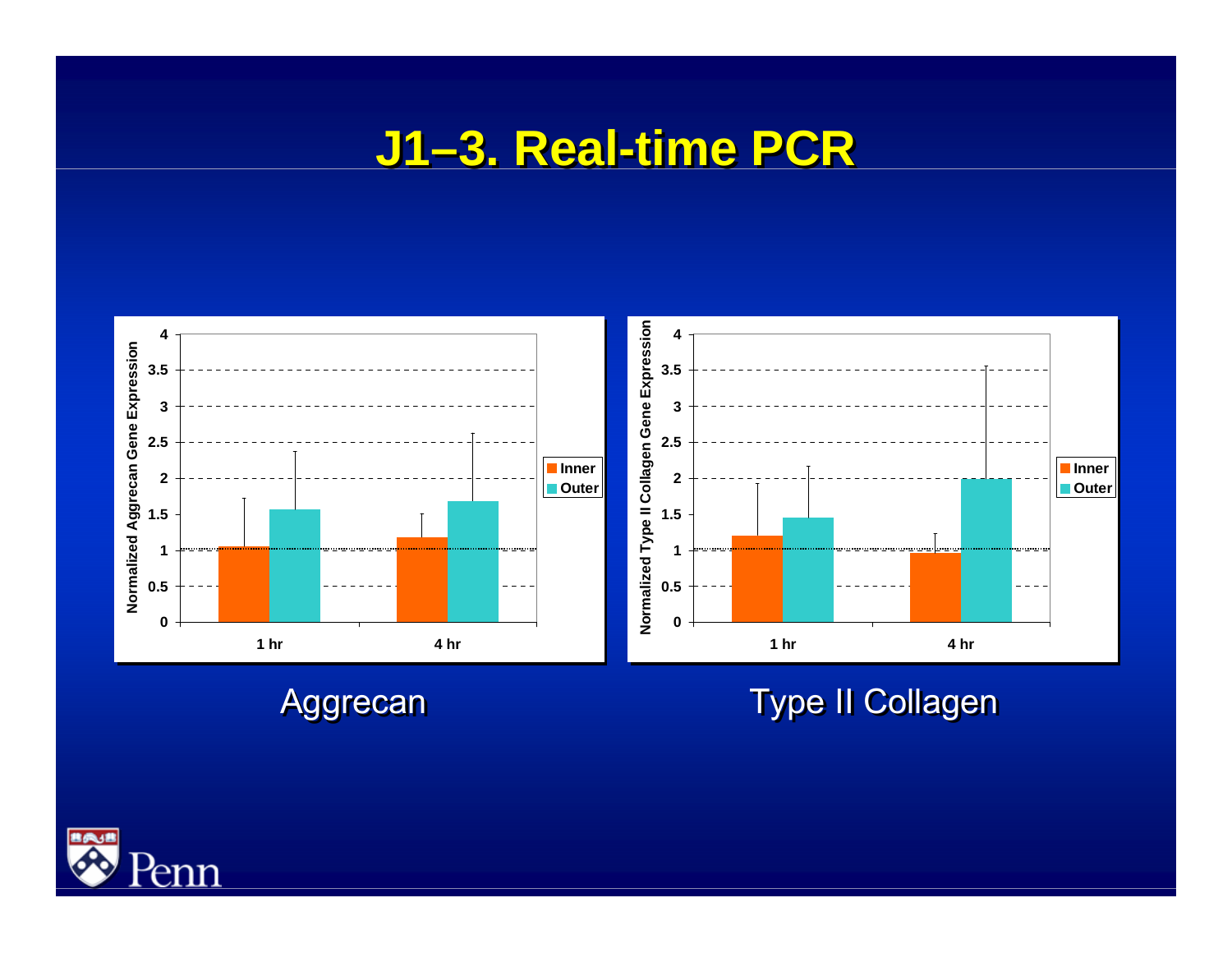# J1–3. Real-time PCR

Aggrecan

Type II Collagen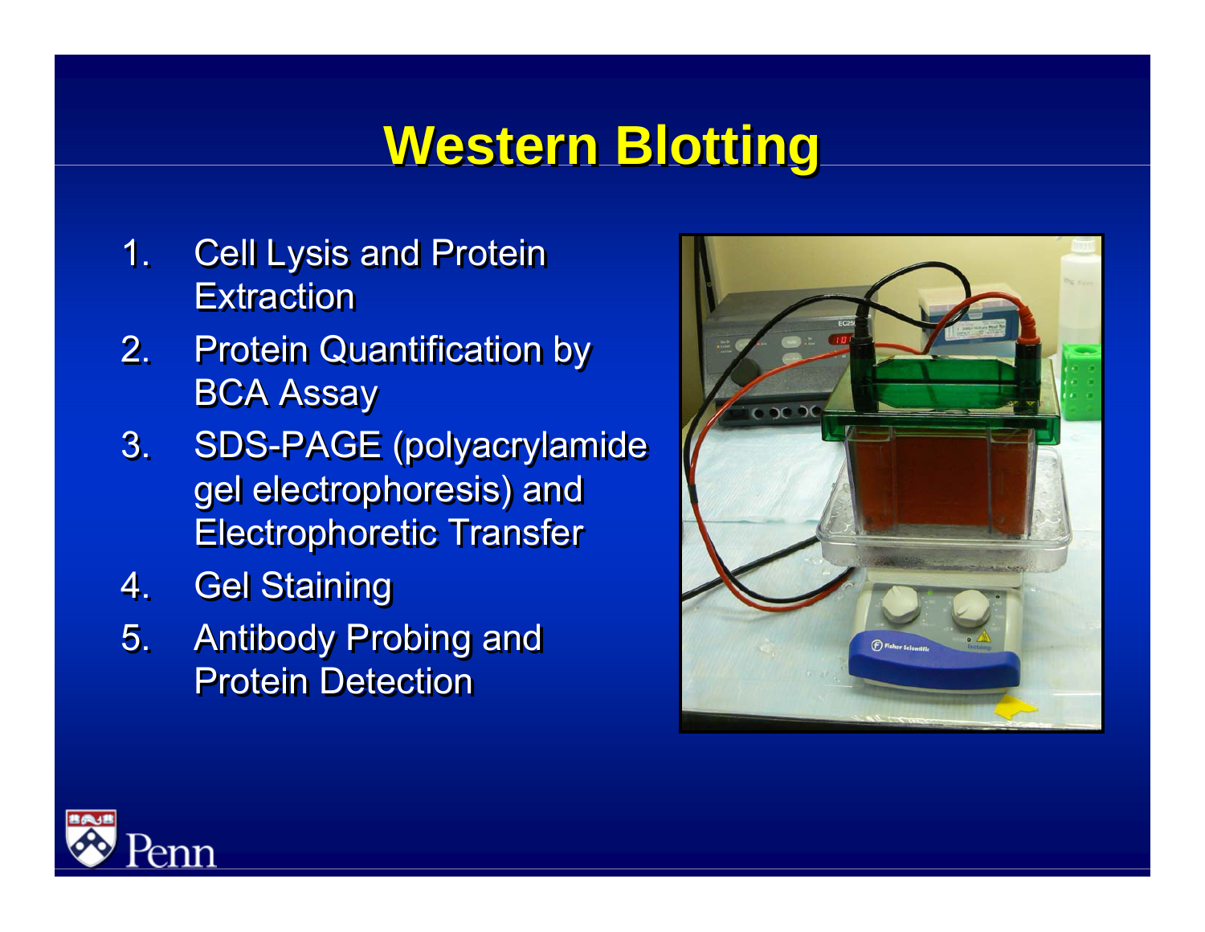# Western Blotting

1. Cell Lysis and Protein Extraction
2. Protein Quantification by BCA Assay
3. SDS-PAGE (polyacrylamide gel electrophoresis) and Electrophoretic Transfer
4. Gel Staining
5. Antibody Probing and Protein Detection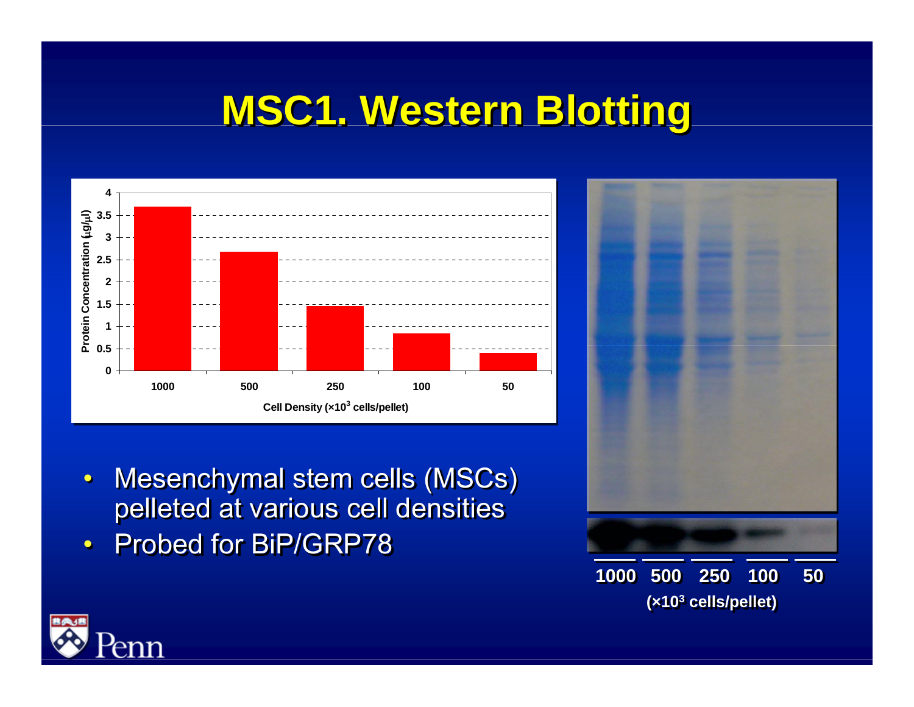# MSC1. Western Blotting

| Cell Density ($\times 10^3$ cells/pellet) | 1000 | 500 | 250 | 100 | 50 |
|---|---|---|---|---|---|
| Protein Concentration (μg/μl) | ~3.7 | ~2.7 | ~1.45 | ~0.85 | ~0.4 |

- Mesenchymal stem cells (MSCs) pelleted at various cell densities
- Probed for BiP/GRP78

1000 500 250 100 50

($\times 10^3$ cells/pellet)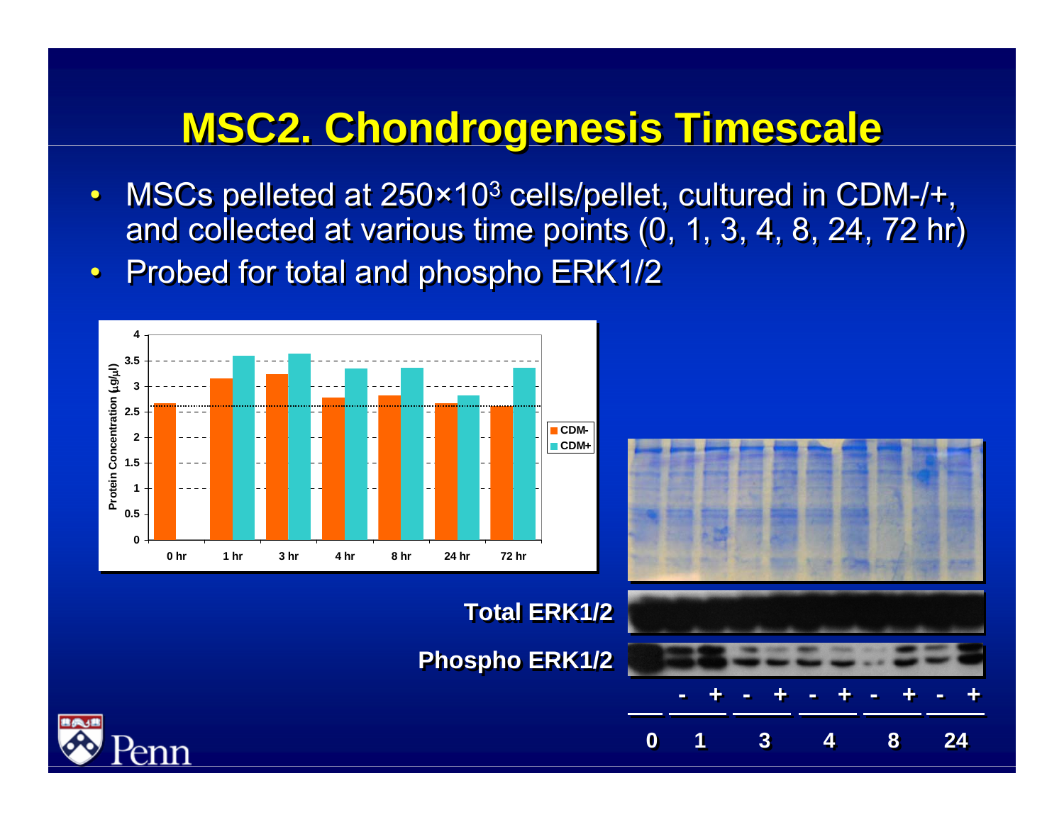# MSC2. Chondrogenesis Timescale

- MSCs pelleted at $250 \times 10^3$ cells/pellet, cultured in CDM-/+, and collected at various time points (0, 1, 3, 4, 8, 24, 72 hr)
- Probed for total and phospho ERK1/2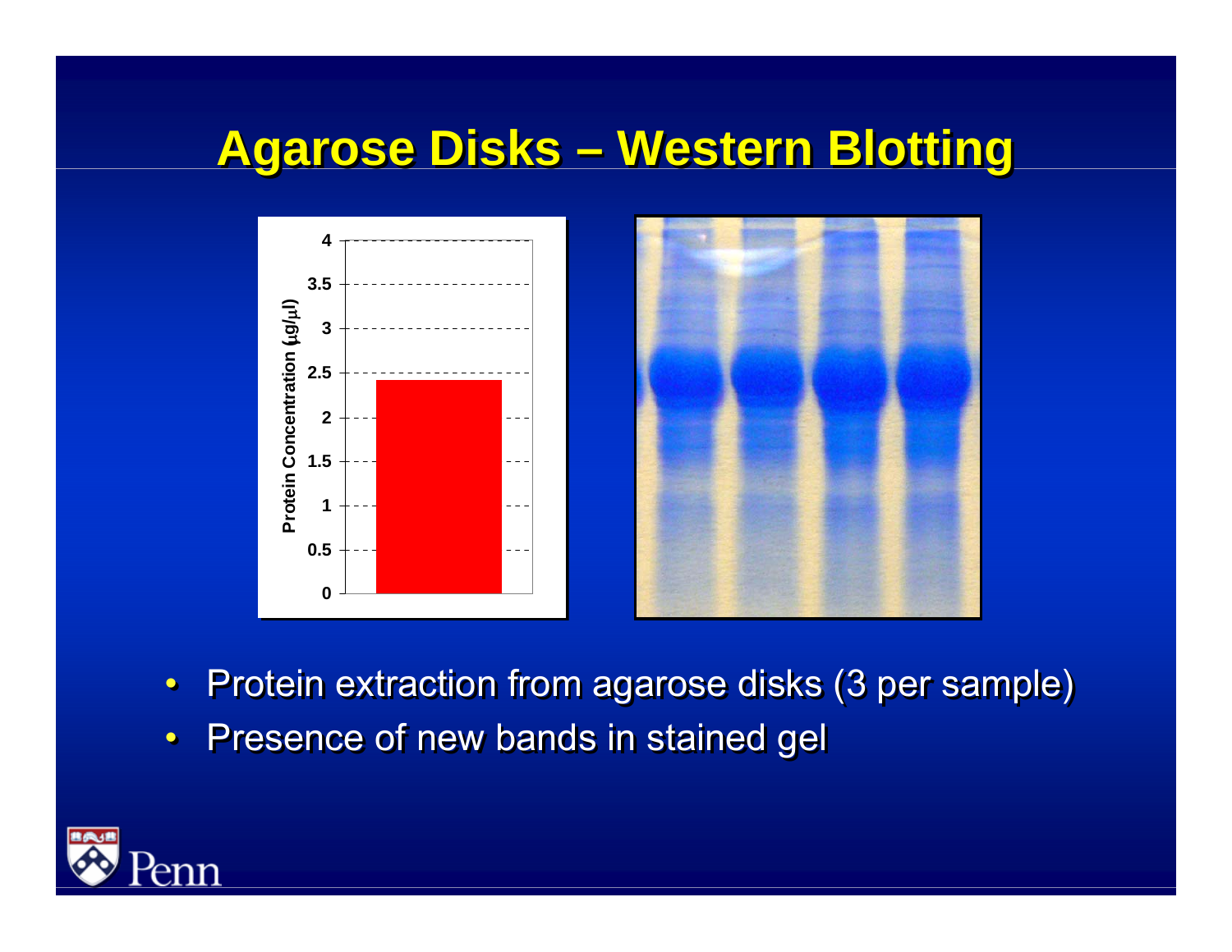# Agarose Disks – Western Blotting

- Protein extraction from agarose disks (3 per sample)
- Presence of new bands in stained gel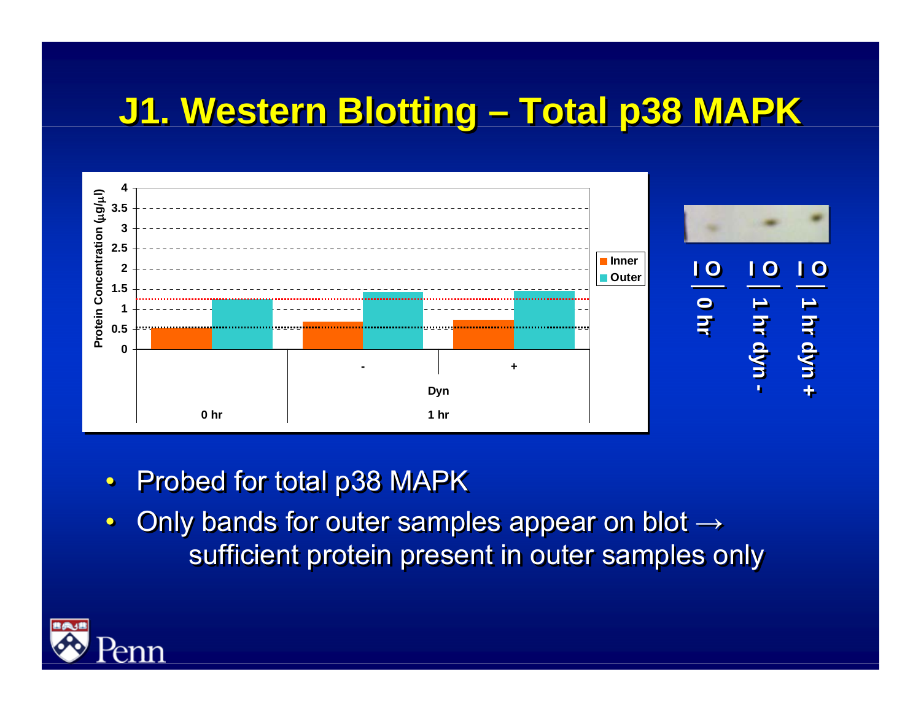# J1. Western Blotting – Total p38 MAPK

Protein Concentration (μg/μl)

4
3.5
3
2.5
2
1.5
1
0.5
0

Inner
Outer

- +
Dyn
0 hr 1 hr

I O
0 hr

I O
1 hr dyn -

I O
1 hr dyn +

- Probed for total p38 MAPK
- Only bands for outer samples appear on blot → sufficient protein present in outer samples only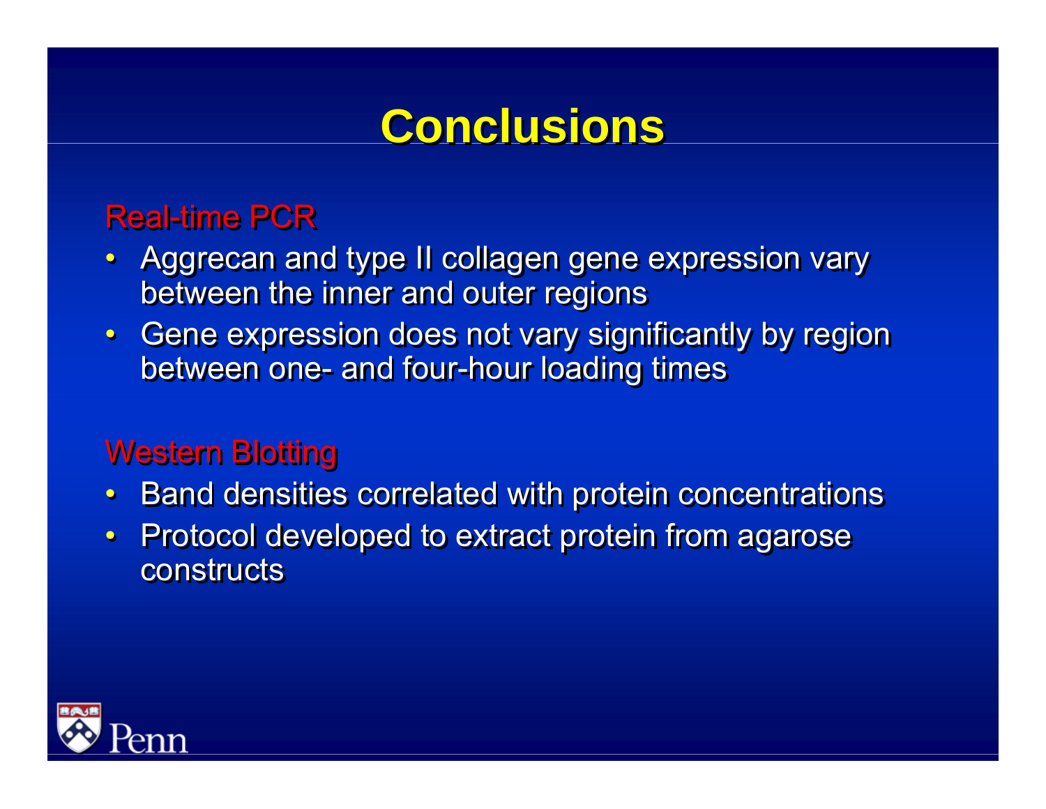# Conclusions

## Real-time PCR

- Aggrecan and type II collagen gene expression vary between the inner and outer regions
- Gene expression does not vary significantly by region between one- and four-hour loading times

## Western Blotting

- Band densities correlated with protein concentrations
- Protocol developed to extract protein from agarose constructs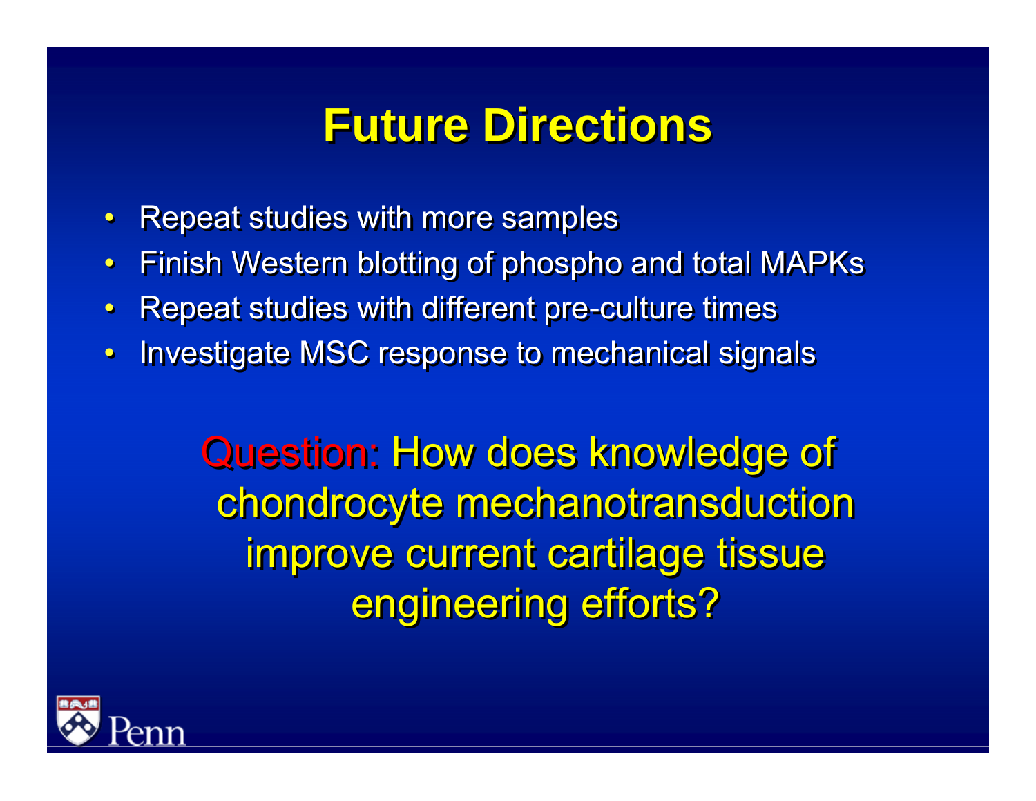# Future Directions

- Repeat studies with more samples
- Finish Western blotting of phospho and total MAPKs
- Repeat studies with different pre-culture times
- Investigate MSC response to mechanical signals

Question: How does knowledge of chondrocyte mechanotransduction improve current cartilage tissue engineering efforts?

Penn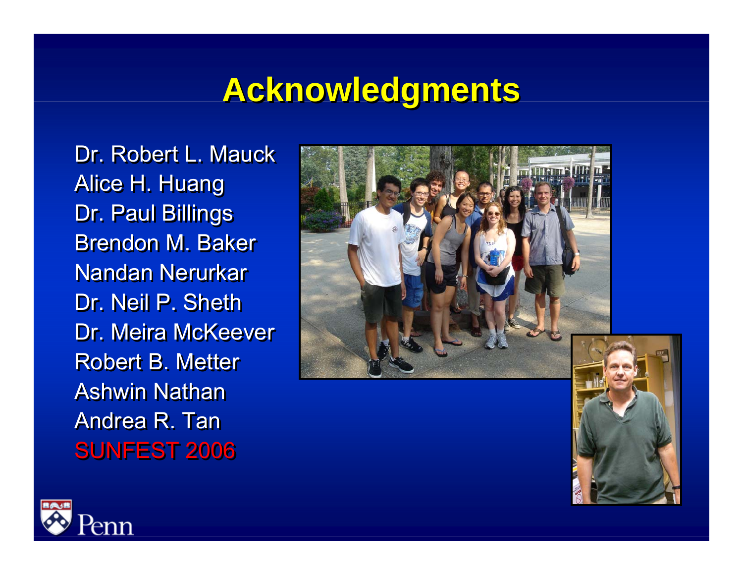# Acknowledgments

Dr. Robert L. Mauck
Alice H. Huang
Dr. Paul Billings
Brendon M. Baker
Nandan Nerurkar
Dr. Neil P. Sheth
Dr. Meira McKeever
Robert B. Metter
Ashwin Nathan
Andrea R. Tan
SUNFEST 2006